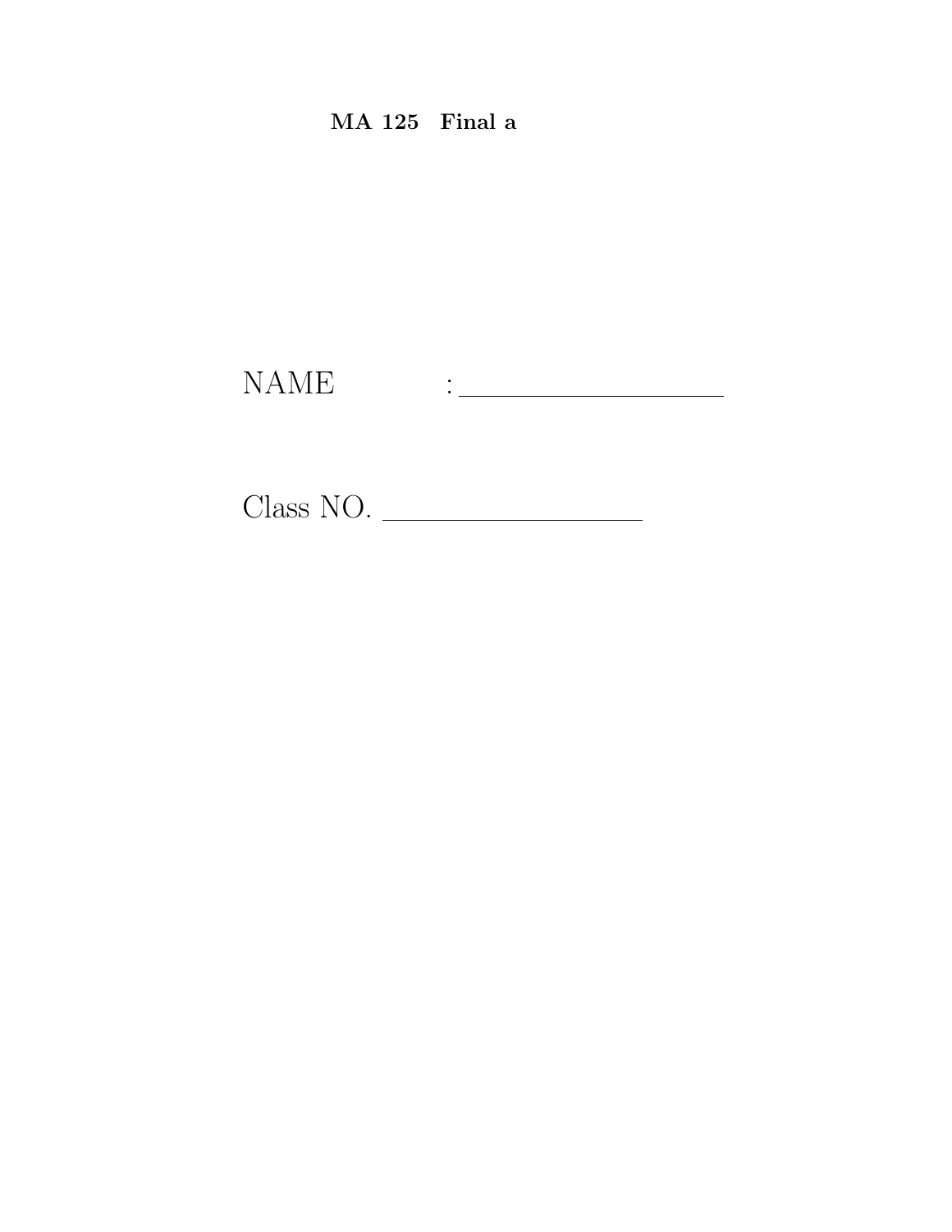**MA 125 Final a**

NAME : ____________________

Class NO. ____________________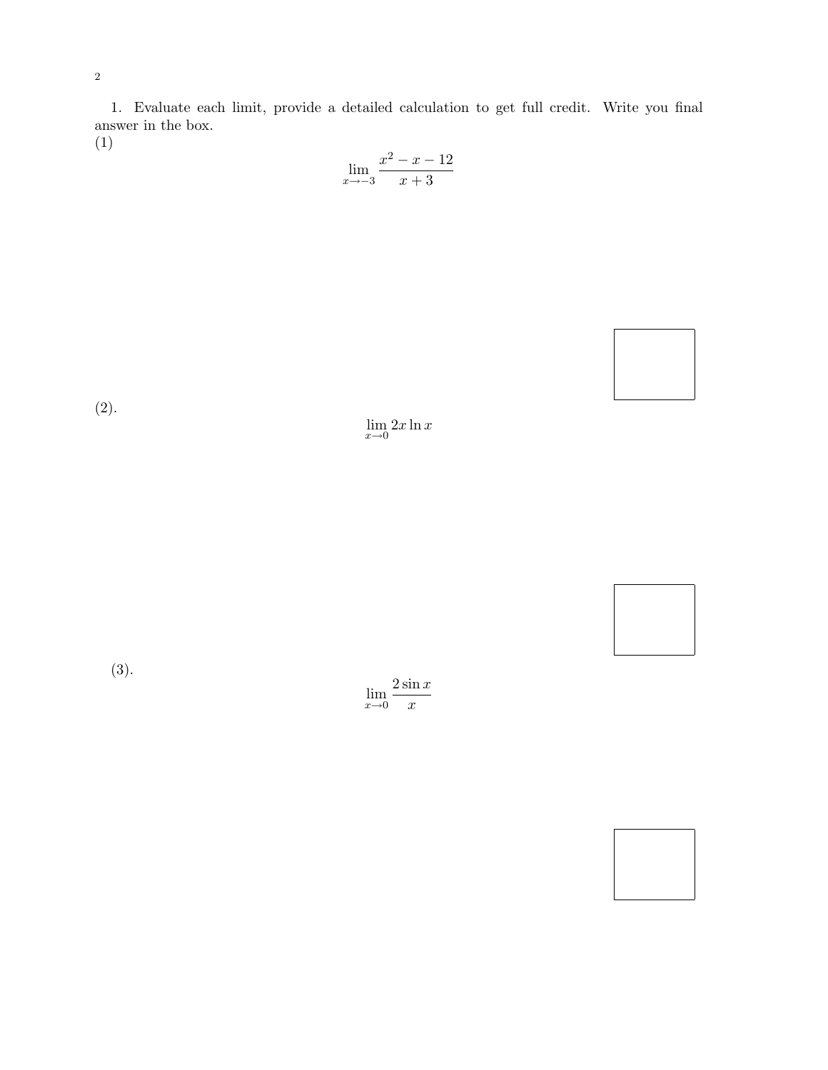1. Evaluate each limit, provide a detailed calculation to get full credit. Write you final answer in the box.

(1)

$$\lim_{x \to -3} \frac{x^2 - x - 12}{x + 3}$$

(2).

$$\lim_{x \to 0} 2x \ln x$$

(3).

$$\lim_{x \to 0} \frac{2 \sin x}{x}$$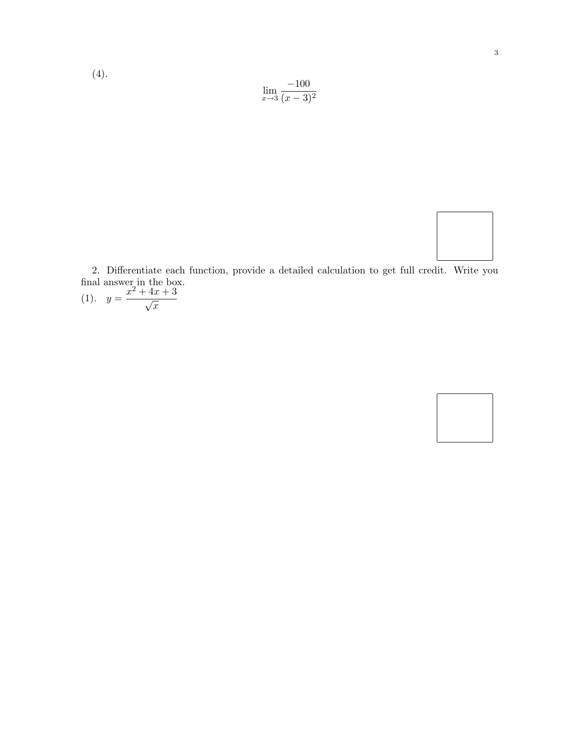(4).

$$\lim_{x \to 3} \frac{-100}{(x-3)^2}$$

2. Differentiate each function, provide a detailed calculation to get full credit. Write you final answer in the box.

(1). $y = \dfrac{x^2 + 4x + 3}{\sqrt{x}}$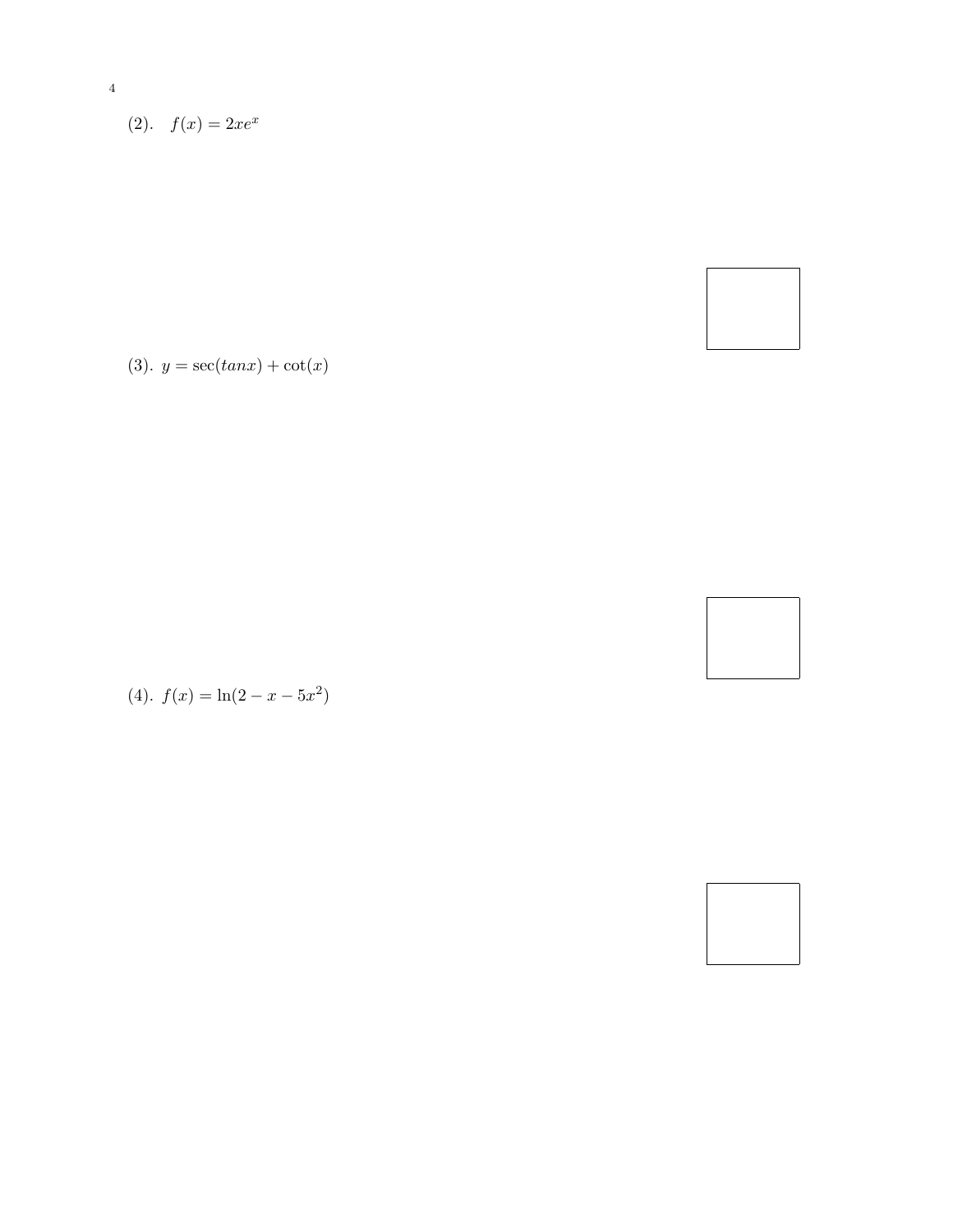(2). $f(x) = 2xe^x$

(3). $y = \sec(tanx) + \cot(x)$

(4). $f(x) = \ln(2 - x - 5x^2)$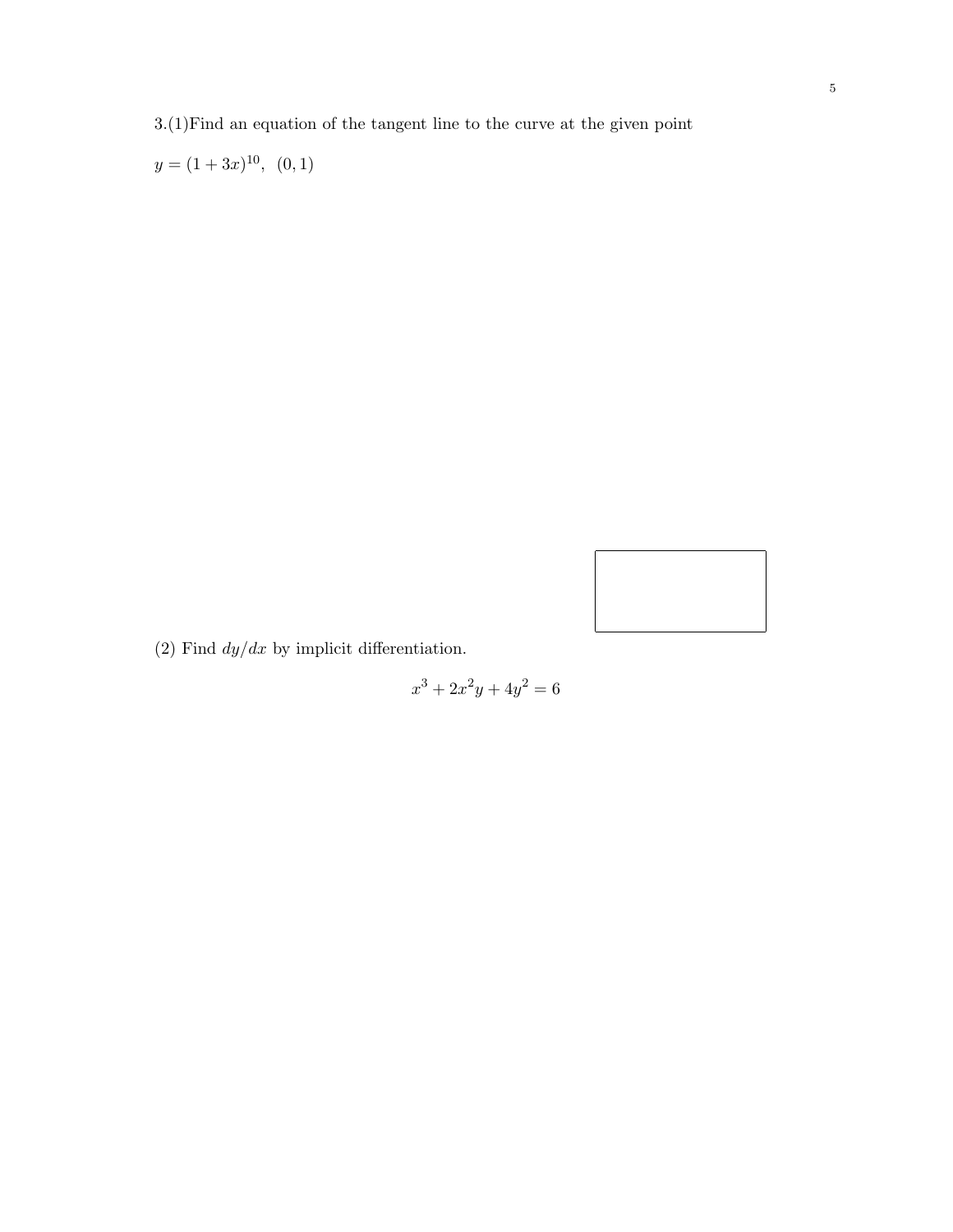3.(1)Find an equation of the tangent line to the curve at the given point

$y = (1 + 3x)^{10}, \ (0, 1)$

(2) Find $dy/dx$ by implicit differentiation.

$$x^3 + 2x^2y + 4y^2 = 6$$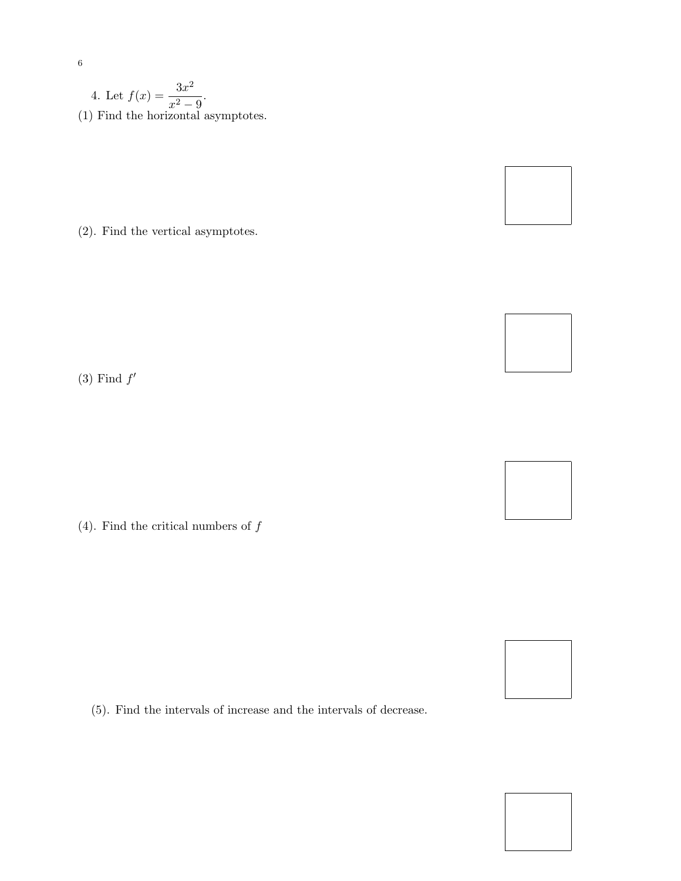4. Let $f(x) = \dfrac{3x^2}{x^2 - 9}$.

(1) Find the horizontal asymptotes.

(2). Find the vertical asymptotes.

(3) Find $f'$

(4). Find the critical numbers of $f$

(5). Find the intervals of increase and the intervals of decrease.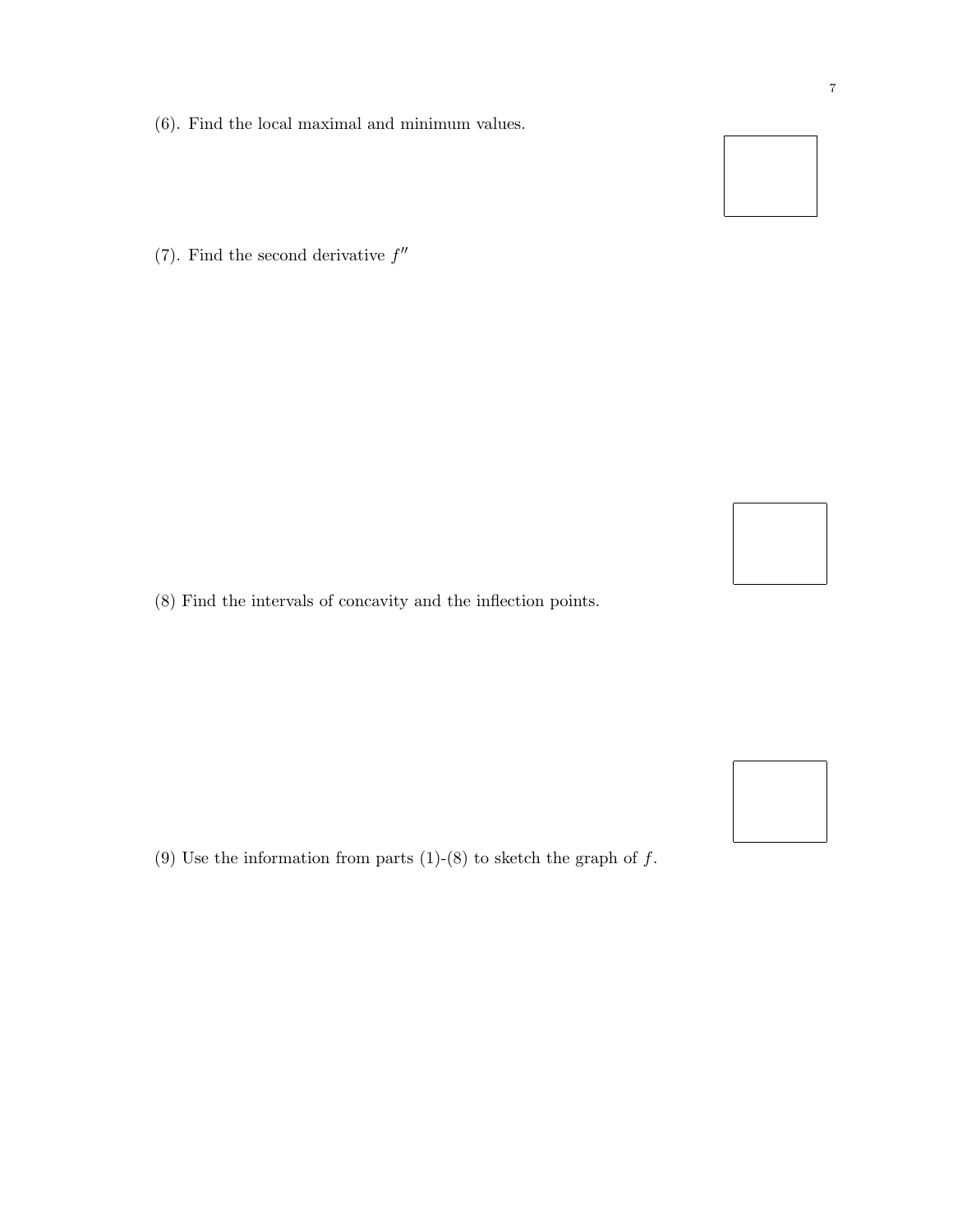(6). Find the local maximal and minimum values.

(7). Find the second derivative $f''$

(8) Find the intervals of concavity and the inflection points.

(9) Use the information from parts (1)-(8) to sketch the graph of $f$.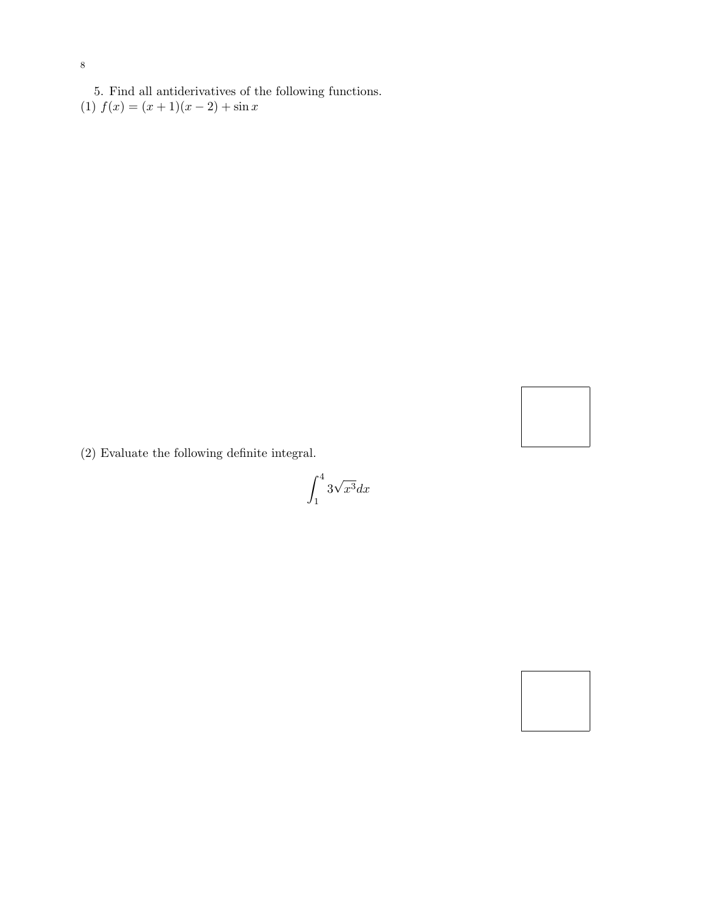5. Find all antiderivatives of the following functions.

(1) $f(x) = (x+1)(x-2) + \sin x$

(2) Evaluate the following definite integral.

$$\int_1^4 3\sqrt{x^3}dx$$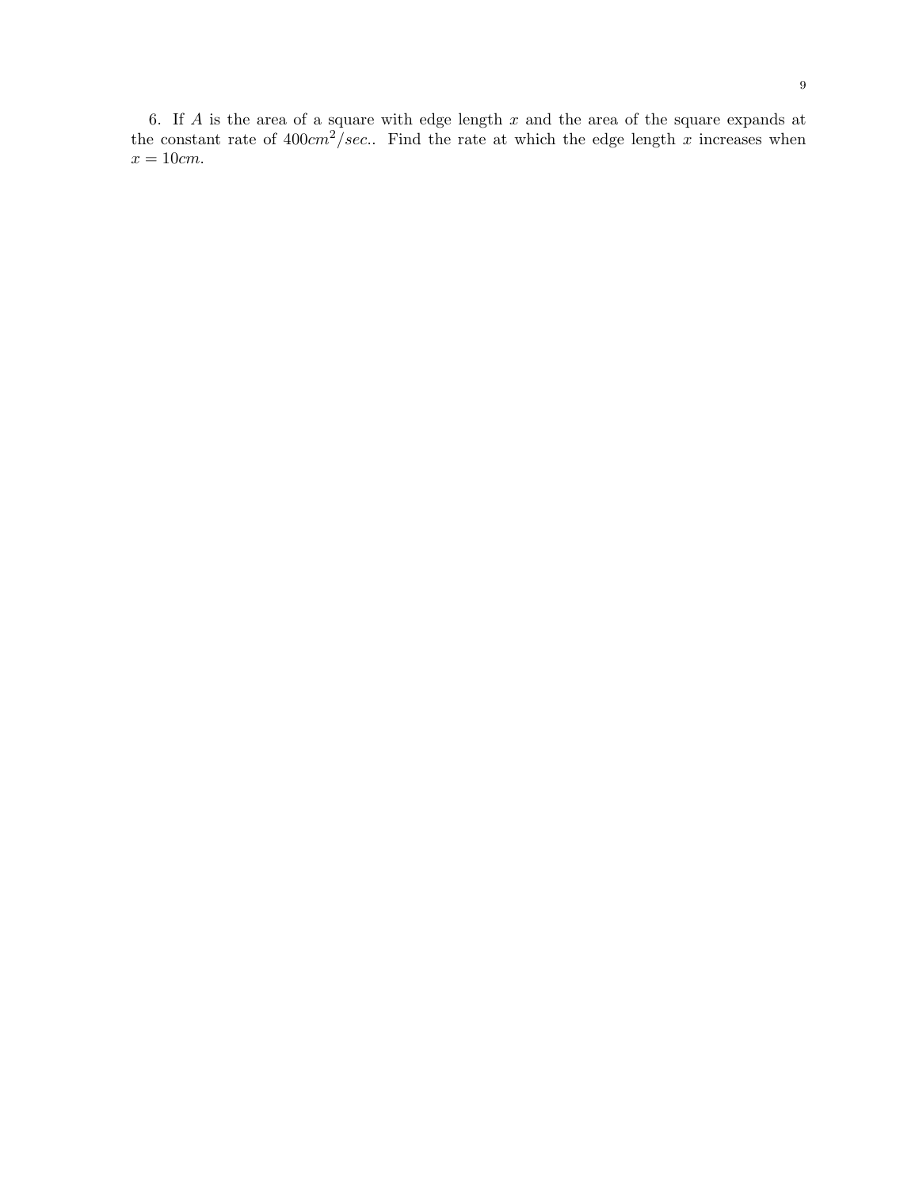6. If $A$ is the area of a square with edge length $x$ and the area of the square expands at the constant rate of $400cm^2/sec.$. Find the rate at which the edge length $x$ increases when $x = 10cm$.